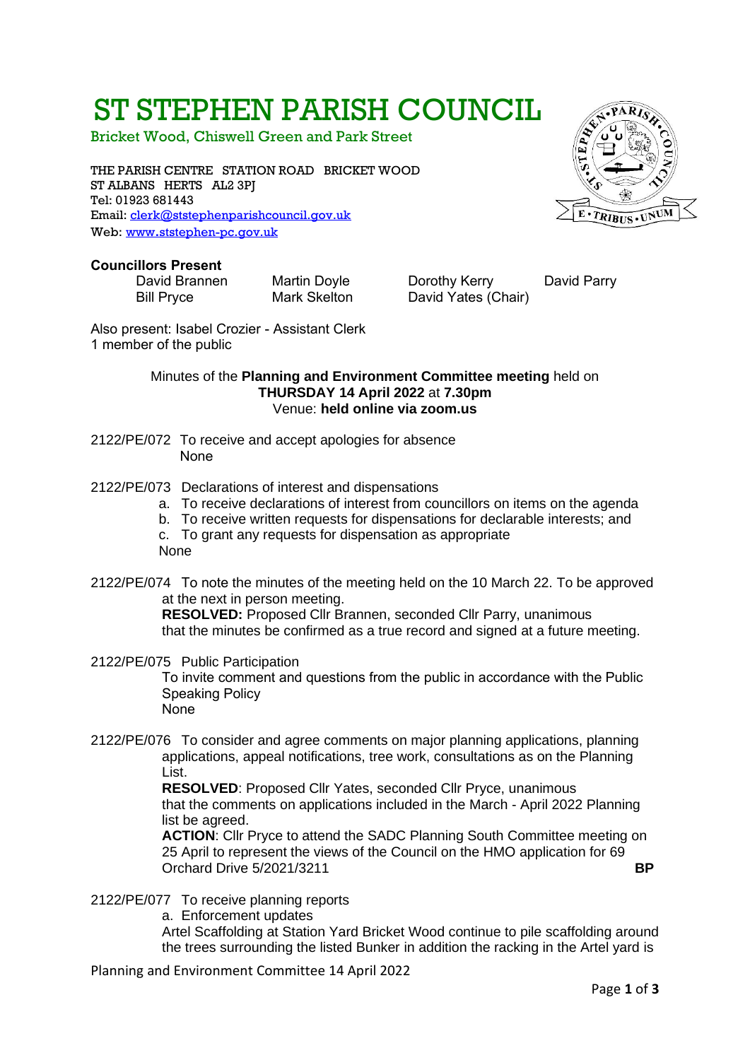# ST STEPHEN PARISH COUNCIL

Bricket Wood, Chiswell Green and Park Street

THE PARISH CENTRE STATION ROAD BRICKET WOOD
ST ALBANS HERTS AL2 3PJ
Tel: 01923 681443
Email: clerk@ststephenparishcouncil.gov.uk
Web: www.ststephen-pc.gov.uk

**Councillors Present**

| | | | |
|---|---|---|---|
| David Brannen | Martin Doyle | Dorothy Kerry | David Parry |
| Bill Pryce | Mark Skelton | David Yates (Chair) | |

Also present: Isabel Crozier - Assistant Clerk
1 member of the public

Minutes of the **Planning and Environment Committee meeting** held on
**THURSDAY 14 April 2022** at **7.30pm**
Venue: **held online via zoom.us**

2122/PE/072 To receive and accept apologies for absence
None

2122/PE/073 Declarations of interest and dispensations

a. To receive declarations of interest from councillors on items on the agenda
b. To receive written requests for dispensations for declarable interests; and
c. To grant any requests for dispensation as appropriate

None

2122/PE/074 To note the minutes of the meeting held on the 10 March 22. To be approved at the next in person meeting.
**RESOLVED:** Proposed Cllr Brannen, seconded Cllr Parry, unanimous that the minutes be confirmed as a true record and signed at a future meeting.

2122/PE/075 Public Participation
To invite comment and questions from the public in accordance with the Public Speaking Policy
None

2122/PE/076 To consider and agree comments on major planning applications, planning applications, appeal notifications, tree work, consultations as on the Planning List.
**RESOLVED**: Proposed Cllr Yates, seconded Cllr Pryce, unanimous that the comments on applications included in the March - April 2022 Planning list be agreed.
**ACTION**: Cllr Pryce to attend the SADC Planning South Committee meeting on 25 April to represent the views of the Council on the HMO application for 69 Orchard Drive 5/2021/3211 **BP**

2122/PE/077 To receive planning reports

a. Enforcement updates

Artel Scaffolding at Station Yard Bricket Wood continue to pile scaffolding around the trees surrounding the listed Bunker in addition the racking in the Artel yard is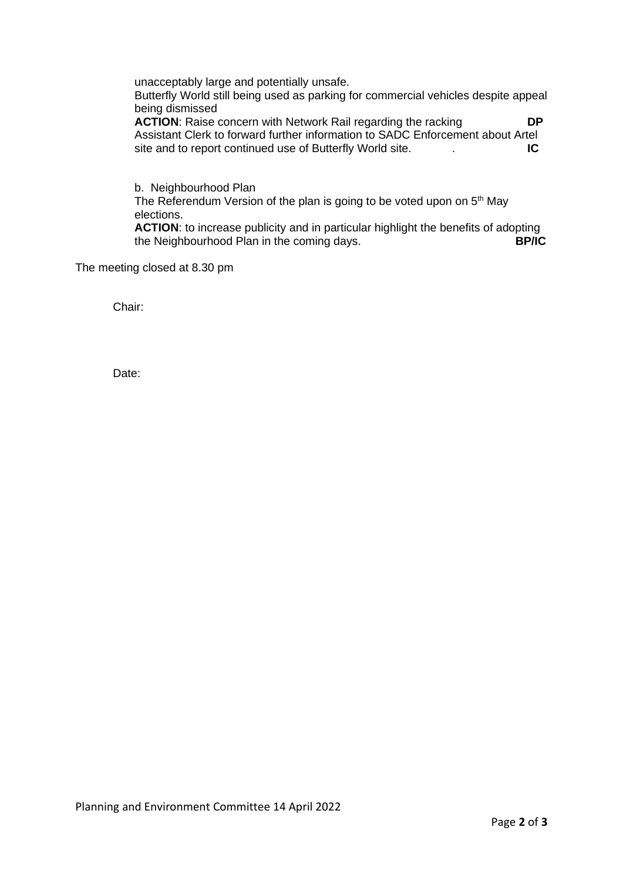unacceptably large and potentially unsafe.
Butterfly World still being used as parking for commercial vehicles despite appeal being dismissed
**ACTION**: Raise concern with Network Rail regarding the racking **DP**
Assistant Clerk to forward further information to SADC Enforcement about Artel site and to report continued use of Butterfly World site. . **IC**

b. Neighbourhood Plan
The Referendum Version of the plan is going to be voted upon on 5th May elections.
**ACTION**: to increase publicity and in particular highlight the benefits of adopting the Neighbourhood Plan in the coming days. **BP/IC**

The meeting closed at 8.30 pm

Chair:

Date:

Planning and Environment Committee 14 April 2022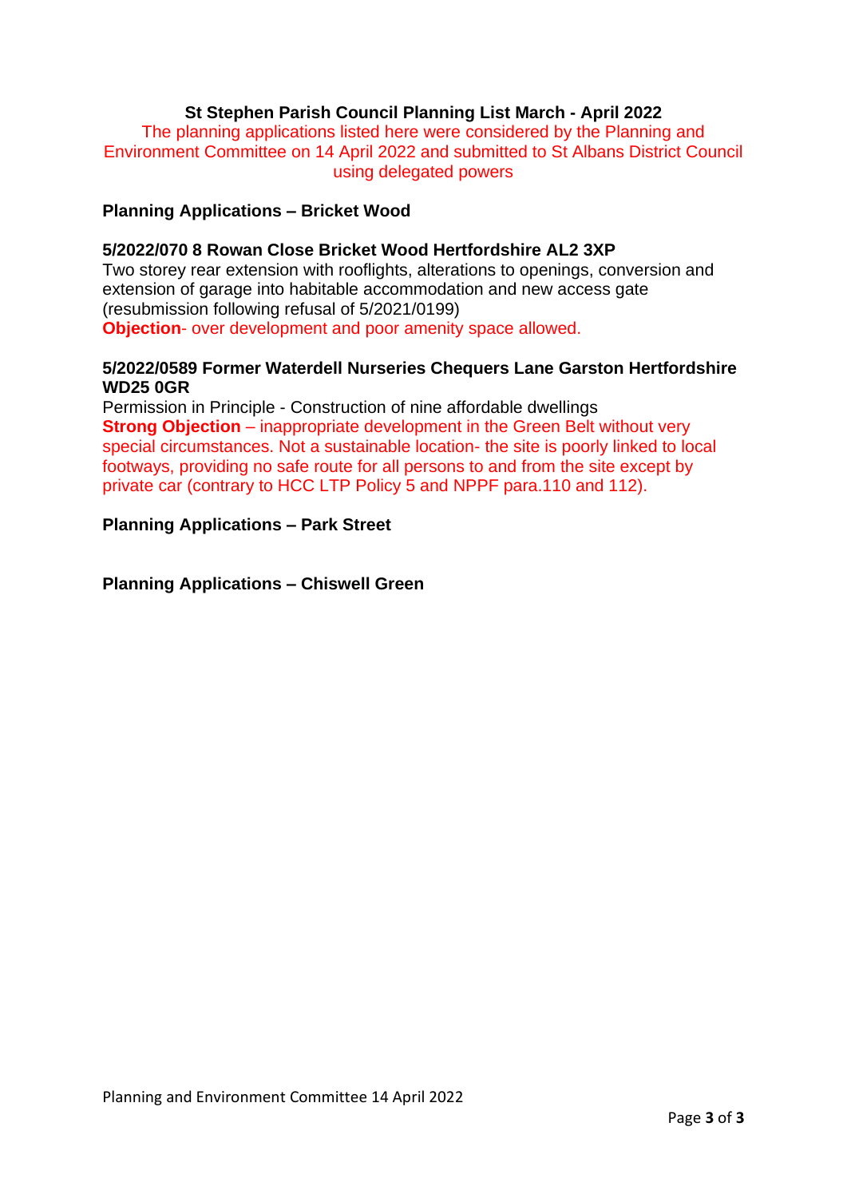# St Stephen Parish Council Planning List March - April 2022

The planning applications listed here were considered by the Planning and Environment Committee on 14 April 2022 and submitted to St Albans District Council using delegated powers

## Planning Applications – Bricket Wood

### 5/2022/070 8 Rowan Close Bricket Wood Hertfordshire AL2 3XP

Two storey rear extension with rooflights, alterations to openings, conversion and extension of garage into habitable accommodation and new access gate (resubmission following refusal of 5/2021/0199)

**Objection**- over development and poor amenity space allowed.

### 5/2022/0589 Former Waterdell Nurseries Chequers Lane Garston Hertfordshire WD25 0GR

Permission in Principle - Construction of nine affordable dwellings

**Strong Objection** – inappropriate development in the Green Belt without very special circumstances. Not a sustainable location- the site is poorly linked to local footways, providing no safe route for all persons to and from the site except by private car (contrary to HCC LTP Policy 5 and NPPF para.110 and 112).

## Planning Applications – Park Street

## Planning Applications – Chiswell Green